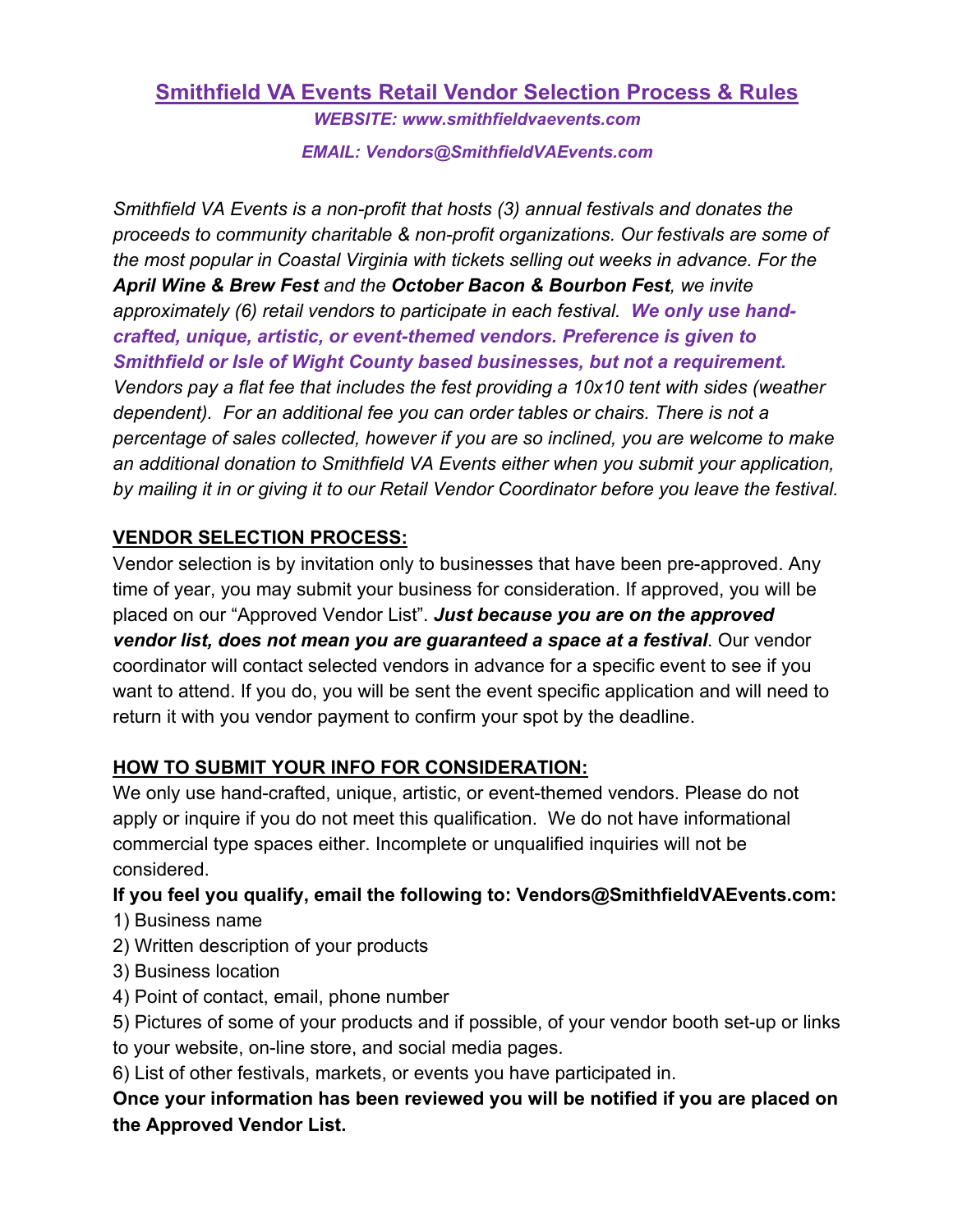# Smithfield VA Events Retail Vendor Selection Process & Rules

***WEBSITE: www.smithfieldvaevents.com***

***EMAIL: Vendors@SmithfieldVAEvents.com***

*Smithfield VA Events is a non-profit that hosts (3) annual festivals and donates the proceeds to community charitable & non-profit organizations. Our festivals are some of the most popular in Coastal Virginia with tickets selling out weeks in advance. For the **April Wine & Brew Fest** and the **October Bacon & Bourbon Fest**, we invite approximately (6) retail vendors to participate in each festival.* ***We only use hand-crafted, unique, artistic, or event-themed vendors. Preference is given to Smithfield or Isle of Wight County based businesses, but not a requirement.*** *Vendors pay a flat fee that includes the fest providing a 10x10 tent with sides (weather dependent). For an additional fee you can order tables or chairs. There is not a percentage of sales collected, however if you are so inclined, you are welcome to make an additional donation to Smithfield VA Events either when you submit your application, by mailing it in or giving it to our Retail Vendor Coordinator before you leave the festival.*

## VENDOR SELECTION PROCESS:

Vendor selection is by invitation only to businesses that have been pre-approved. Any time of year, you may submit your business for consideration. If approved, you will be placed on our "Approved Vendor List". ***Just because you are on the approved vendor list, does not mean you are guaranteed a space at a festival***. Our vendor coordinator will contact selected vendors in advance for a specific event to see if you want to attend. If you do, you will be sent the event specific application and will need to return it with you vendor payment to confirm your spot by the deadline.

## HOW TO SUBMIT YOUR INFO FOR CONSIDERATION:

We only use hand-crafted, unique, artistic, or event-themed vendors. Please do not apply or inquire if you do not meet this qualification. We do not have informational commercial type spaces either. Incomplete or unqualified inquiries will not be considered.

**If you feel you qualify, email the following to: Vendors@SmithfieldVAEvents.com:**

1) Business name
2) Written description of your products
3) Business location
4) Point of contact, email, phone number
5) Pictures of some of your products and if possible, of your vendor booth set-up or links to your website, on-line store, and social media pages.
6) List of other festivals, markets, or events you have participated in.

**Once your information has been reviewed you will be notified if you are placed on the Approved Vendor List.**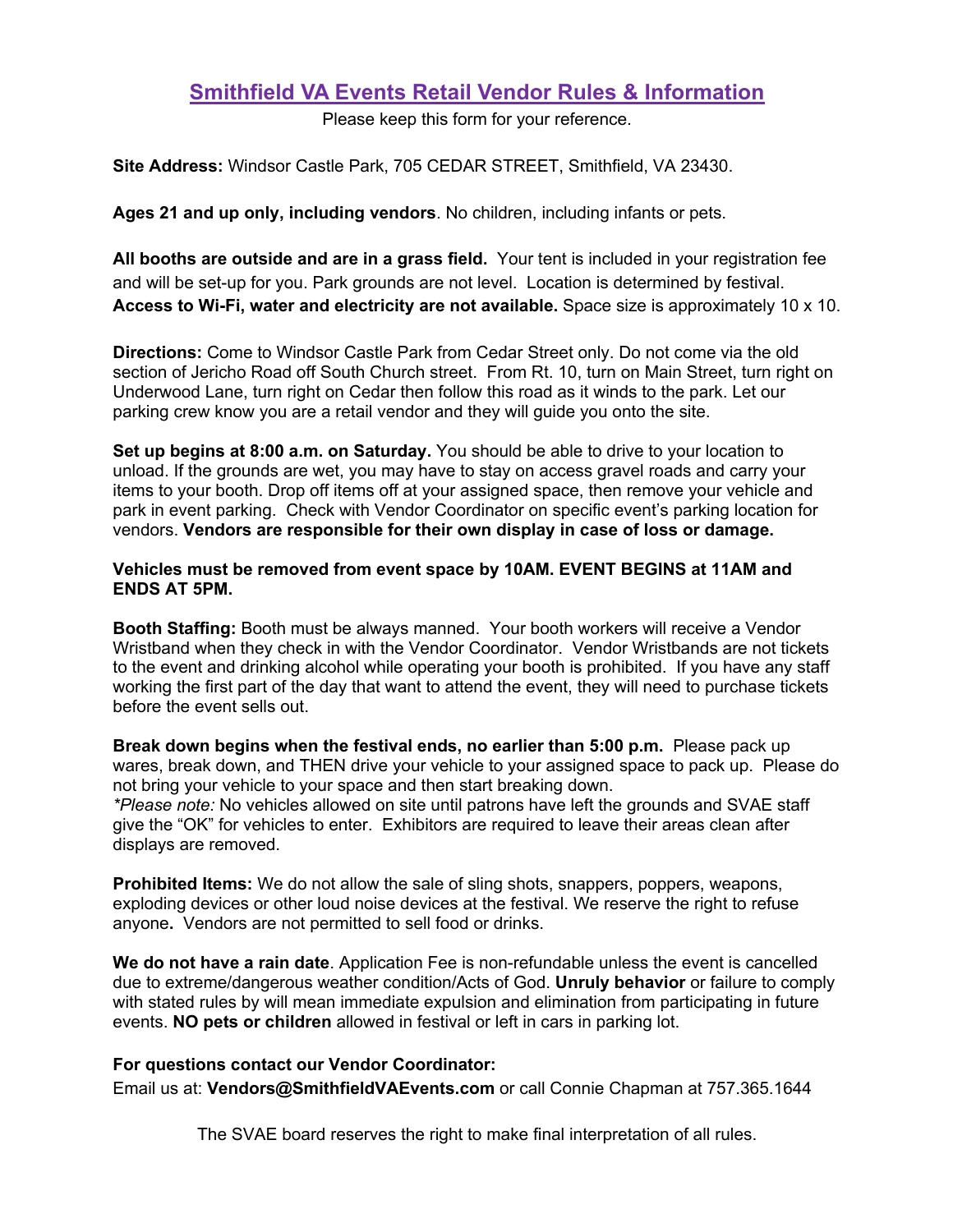# Smithfield VA Events Retail Vendor Rules & Information

Please keep this form for your reference.

**Site Address:** Windsor Castle Park, 705 CEDAR STREET, Smithfield, VA 23430.

**Ages 21 and up only, including vendors**. No children, including infants or pets.

**All booths are outside and are in a grass field.** Your tent is included in your registration fee and will be set-up for you. Park grounds are not level. Location is determined by festival. **Access to Wi-Fi, water and electricity are not available.** Space size is approximately 10 x 10.

**Directions:** Come to Windsor Castle Park from Cedar Street only. Do not come via the old section of Jericho Road off South Church street. From Rt. 10, turn on Main Street, turn right on Underwood Lane, turn right on Cedar then follow this road as it winds to the park. Let our parking crew know you are a retail vendor and they will guide you onto the site.

**Set up begins at 8:00 a.m. on Saturday.** You should be able to drive to your location to unload. If the grounds are wet, you may have to stay on access gravel roads and carry your items to your booth. Drop off items off at your assigned space, then remove your vehicle and park in event parking. Check with Vendor Coordinator on specific event's parking location for vendors. **Vendors are responsible for their own display in case of loss or damage.**

**Vehicles must be removed from event space by 10AM. EVENT BEGINS at 11AM and ENDS AT 5PM.**

**Booth Staffing:** Booth must be always manned. Your booth workers will receive a Vendor Wristband when they check in with the Vendor Coordinator. Vendor Wristbands are not tickets to the event and drinking alcohol while operating your booth is prohibited. If you have any staff working the first part of the day that want to attend the event, they will need to purchase tickets before the event sells out.

**Break down begins when the festival ends, no earlier than 5:00 p.m.** Please pack up wares, break down, and THEN drive your vehicle to your assigned space to pack up. Please do not bring your vehicle to your space and then start breaking down.
*\*Please note:* No vehicles allowed on site until patrons have left the grounds and SVAE staff give the "OK" for vehicles to enter. Exhibitors are required to leave their areas clean after displays are removed.

**Prohibited Items:** We do not allow the sale of sling shots, snappers, poppers, weapons, exploding devices or other loud noise devices at the festival. We reserve the right to refuse anyone**.** Vendors are not permitted to sell food or drinks.

**We do not have a rain date**. Application Fee is non-refundable unless the event is cancelled due to extreme/dangerous weather condition/Acts of God. **Unruly behavior** or failure to comply with stated rules by will mean immediate expulsion and elimination from participating in future events. **NO pets or children** allowed in festival or left in cars in parking lot.

**For questions contact our Vendor Coordinator:**
Email us at: **Vendors@SmithfieldVAEvents.com** or call Connie Chapman at 757.365.1644

The SVAE board reserves the right to make final interpretation of all rules.